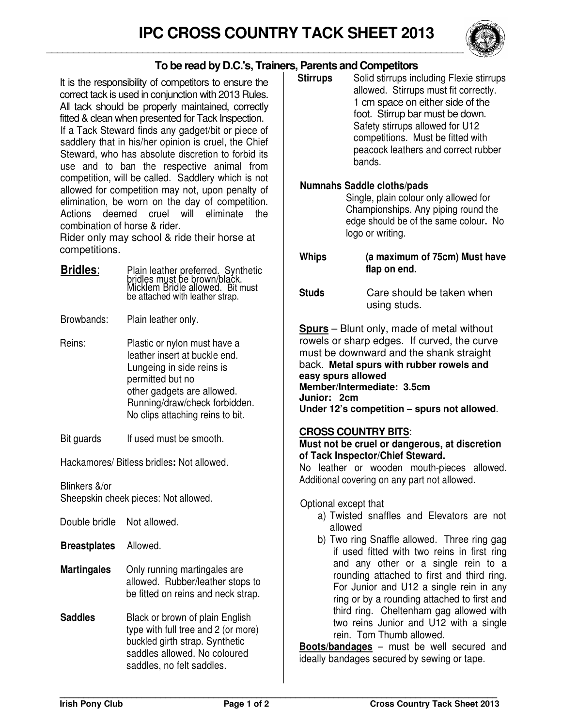# IPC CROSS COUNTRY TACK SHEET 2013

## To be read by D.C.'s, Trainers, Parents and Competitors

It is the responsibility of competitors to ensure the correct tack is used in conjunction with 2013 Rules. All tack should be properly maintained, correctly fitted & clean when presented for Tack Inspection. If a Tack Steward finds any gadget/bit or piece of saddlery that in his/her opinion is cruel, the Chief Steward, who has absolute discretion to forbid its use and to ban the respective animal from competition, will be called. Saddlery which is not allowed for competition may not, upon penalty of elimination, be worn on the day of competition. Actions deemed cruel will eliminate the combination of horse & rider.

Rider only may school & ride their horse at competitions.

**Bridles**: Plain leather preferred. Synthetic bridles must be brown/black. Micklem Bridle allowed. Bit must be attached with leather strap.

Browbands: Plain leather only.

Reins: Plastic or nylon must have a leather insert at buckle end. Lungeing in side reins is permitted but no other gadgets are allowed. Running/draw/check forbidden. No clips attaching reins to bit.

Bit guards: If used must be smooth.

Hackamores/ Bitless bridles**:** Not allowed.

Blinkers &/or Sheepskin cheek pieces: Not allowed.

Double bridle: Not allowed.

**Breastplates**: Allowed.

**Martingales**: Only running martingales are allowed. Rubber/leather stops to be fitted on reins and neck strap.

**Saddles**: Black or brown of plain English type with full tree and 2 (or more) buckled girth strap. Synthetic saddles allowed. No coloured saddles, no felt saddles.

**Stirrups**: Solid stirrups including Flexie stirrups allowed. Stirrups must fit correctly. 1 cm space on either side of the foot. Stirrup bar must be down. Safety stirrups allowed for U12 competitions. Must be fitted with peacock leathers and correct rubber bands.

**Numnahs Saddle cloths/pads**: Single, plain colour only allowed for Championships. Any piping round the edge should be of the same colour**.** No logo or writing.

**Whips**: **(a maximum of 75cm) Must have flap on end.**

**Studs**: Care should be taken when using studs.

**Spurs** – Blunt only, made of metal without rowels or sharp edges. If curved, the curve must be downward and the shank straight back. **Metal spurs with rubber rowels and easy spurs allowed**
**Member/Intermediate: 3.5cm**
**Junior: 2cm**
**Under 12's competition – spurs not allowed**.

**CROSS COUNTRY BITS**:

**Must not be cruel or dangerous, at discretion of Tack Inspector/Chief Steward.**

No leather or wooden mouth-pieces allowed. Additional covering on any part not allowed.

Optional except that

a) Twisted snaffles and Elevators are not allowed
b) Two ring Snaffle allowed. Three ring gag if used fitted with two reins in first ring and any other or a single rein to a rounding attached to first and third ring. For Junior and U12 a single rein in any ring or by a rounding attached to first and third ring. Cheltenham gag allowed with two reins Junior and U12 with a single rein. Tom Thumb allowed.

**Boots/bandages** – must be well secured and ideally bandages secured by sewing or tape.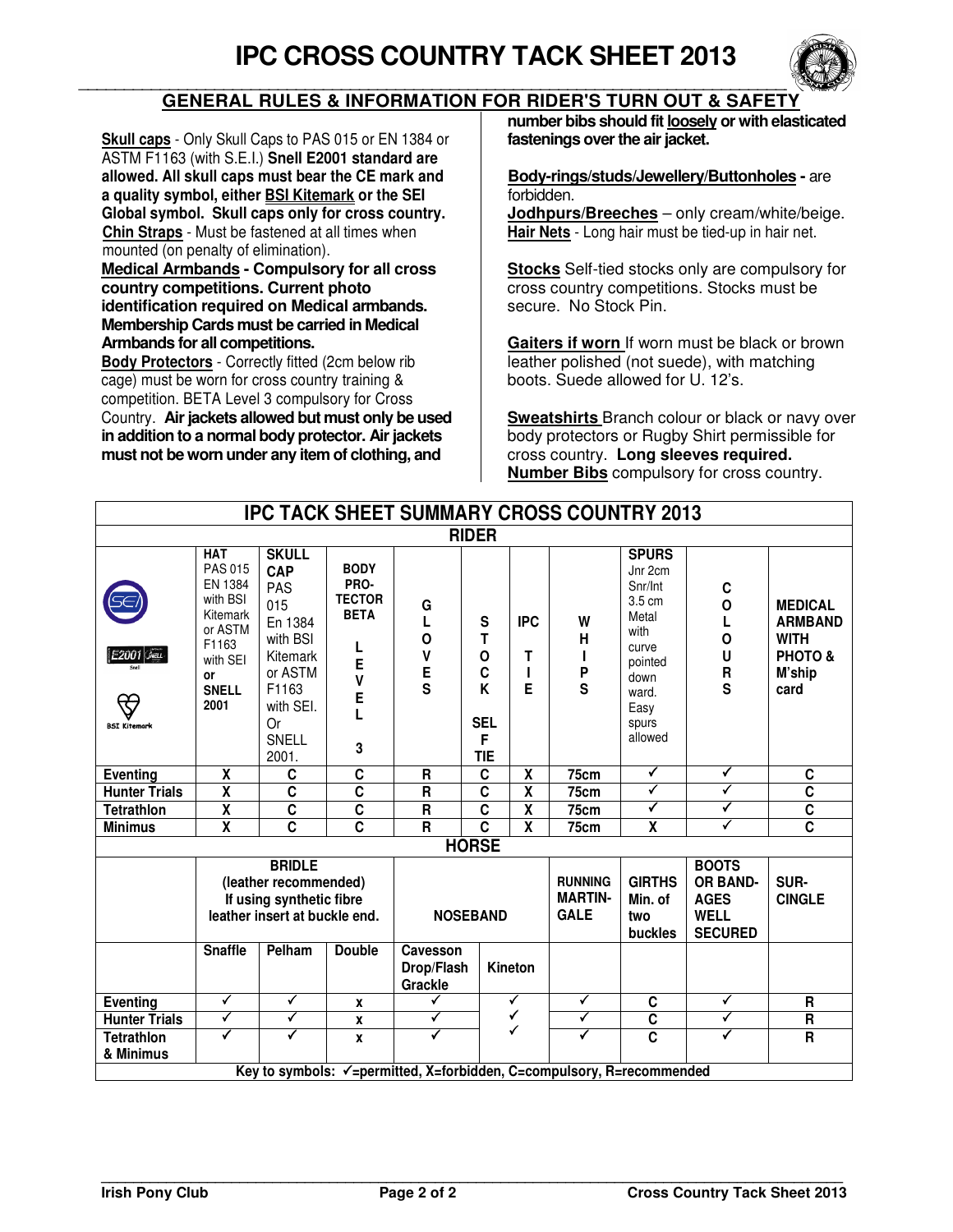# IPC CROSS COUNTRY TACK SHEET 2013

## GENERAL RULES & INFORMATION FOR RIDER'S TURN OUT & SAFETY

**Skull caps** - Only Skull Caps to PAS 015 or EN 1384 or ASTM F1163 (with S.E.I.) **Snell E2001 standard are allowed. All skull caps must bear the CE mark and a quality symbol, either BSI Kitemark or the SEI Global symbol. Skull caps only for cross country.**
**Chin Straps** - Must be fastened at all times when mounted (on penalty of elimination).
**Medical Armbands - Compulsory for all cross country competitions. Current photo identification required on Medical armbands. Membership Cards must be carried in Medical Armbands for all competitions.**
**Body Protectors** - Correctly fitted (2cm below rib cage) must be worn for cross country training & competition. BETA Level 3 compulsory for Cross Country. **Air jackets allowed but must only be used in addition to a normal body protector. Air jackets must not be worn under any item of clothing, and number bibs should fit loosely or with elasticated fastenings over the air jacket.**

**Body-rings/studs/Jewellery/Buttonholes -** are forbidden.
**Jodhpurs/Breeches** – only cream/white/beige.
**Hair Nets** - Long hair must be tied-up in hair net.

**Stocks** Self-tied stocks only are compulsory for cross country competitions. Stocks must be secure. No Stock Pin.

**Gaiters if worn** If worn must be black or brown leather polished (not suede), with matching boots. Suede allowed for U. 12's.

**Sweatshirts** Branch colour or black or navy over body protectors or Rugby Shirt permissible for cross country. **Long sleeves required.**
**Number Bibs** compulsory for cross country.

## IPC TACK SHEET SUMMARY CROSS COUNTRY 2013

### RIDER

| SEI / E2001 Snell / BSI Kitemark | HAT PAS 015 EN 1384 with BSI Kitemark or ASTM F1163 with SEI or SNELL 2001 | SKULL CAP PAS 015 En 1384 with BSI Kitemark or ASTM F1163 with SEI. Or SNELL 2001. | BODY PROTECTOR BETA LEVEL 3 | GLOVES | STOCK SELF TIE | IPC TIE | WHIPS | SPURS Jnr 2cm Snr/Int 3.5 cm Metal with curve pointed down ward. Easy spurs allowed | COLOURS | MEDICAL ARMBAND WITH PHOTO & M'ship card |
|---|---|---|---|---|---|---|---|---|---|---|
| Eventing | X | C | C | R | C | X | 75cm | ✓ | ✓ | C |
| Hunter Trials | X | C | C | R | C | X | 75cm | ✓ | ✓ | C |
| Tetrathlon | X | C | C | R | C | X | 75cm | ✓ | ✓ | C |
| Minimus | X | C | C | R | C | X | 75cm | X | ✓ | C |

### HORSE

| | BRIDLE (leather recommended) If using synthetic fibre leather insert at buckle end. | | | NOSEBAND | | RUNNING MARTINGALE | GIRTHS Min. of two buckles | BOOTS OR BANDAGES WELL SECURED | SURCINGLE |
|---|---|---|---|---|---|---|---|---|---|
| | Snaffle | Pelham | Double | Cavesson Drop/Flash Grackle | Kineton | | | | |
| Eventing | ✓ | ✓ | x | ✓ | ✓ | ✓ | C | ✓ | R |
| Hunter Trials | ✓ | ✓ | x | ✓ | ✓ | ✓ | C | ✓ | R |
| Tetrathlon & Minimus | ✓ | ✓ | x | ✓ | ✓ | ✓ | C | ✓ | R |

Key to symbols: ✓=permitted, X=forbidden, C=compulsory, R=recommended